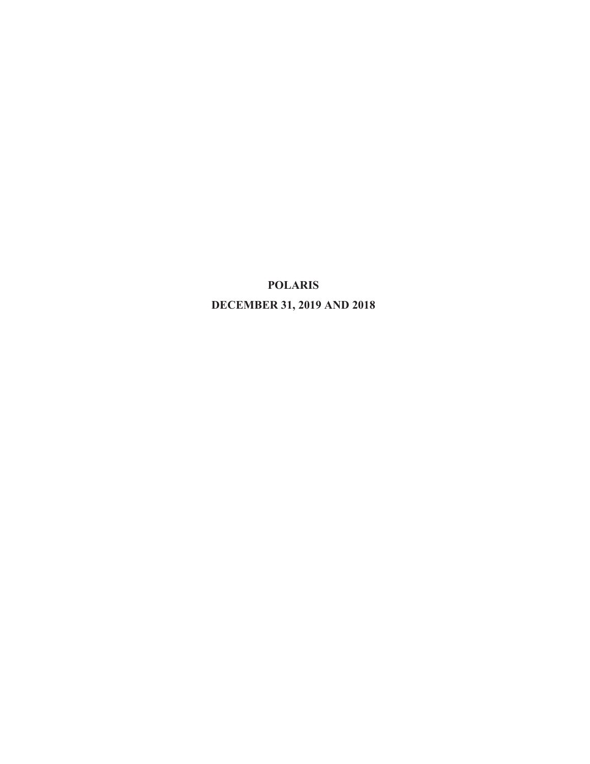# POLARIS

## DECEMBER 31, 2019 AND 2018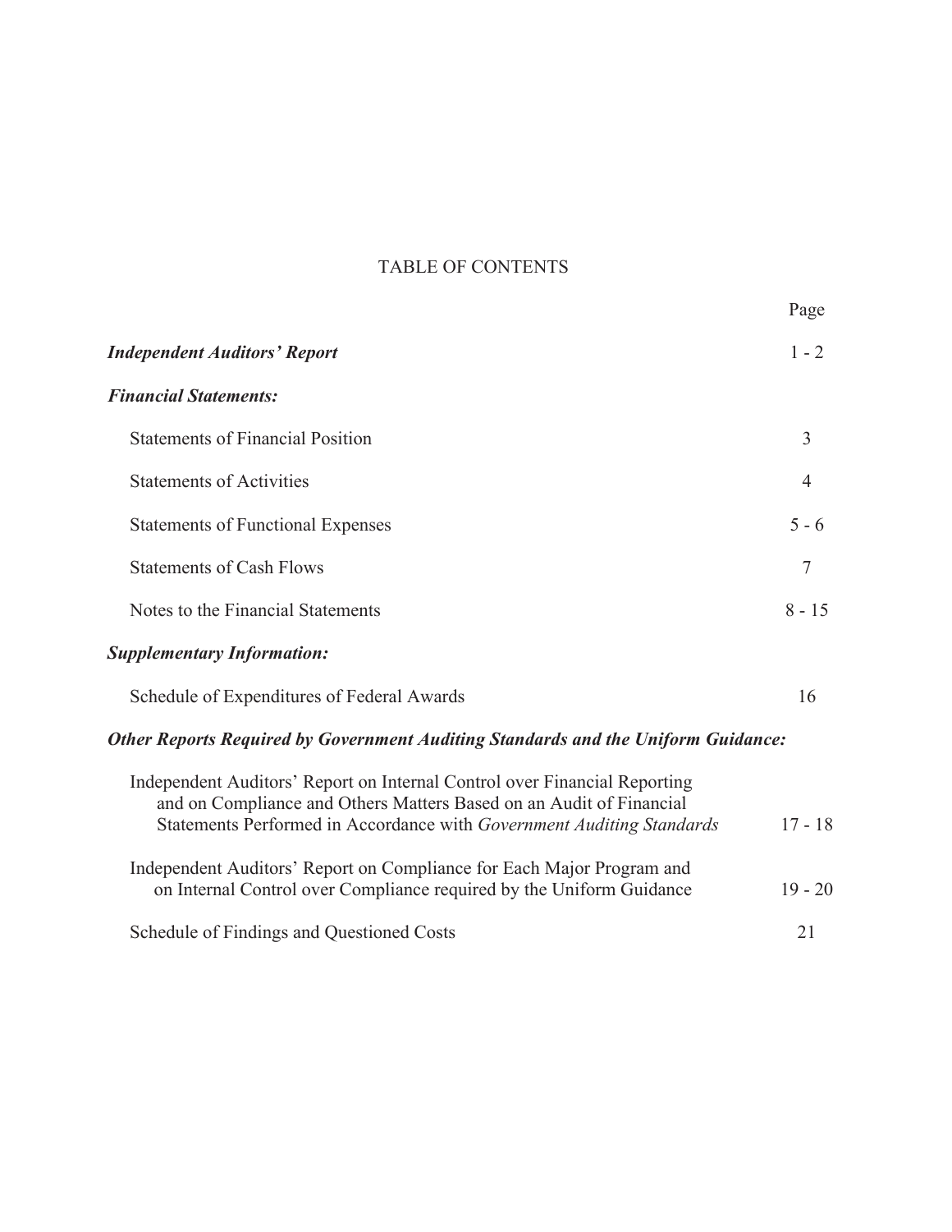# TABLE OF CONTENTS

| | Page |
|---|---|
| ***Independent Auditors' Report*** | 1 - 2 |
| ***Financial Statements:*** | |
| Statements of Financial Position | 3 |
| Statements of Activities | 4 |
| Statements of Functional Expenses | 5 - 6 |
| Statements of Cash Flows | 7 |
| Notes to the Financial Statements | 8 - 15 |
| ***Supplementary Information:*** | |
| Schedule of Expenditures of Federal Awards | 16 |
| ***Other Reports Required by Government Auditing Standards and the Uniform Guidance:*** | |
| Independent Auditors' Report on Internal Control over Financial Reporting and on Compliance and Others Matters Based on an Audit of Financial Statements Performed in Accordance with *Government Auditing Standards* | 17 - 18 |
| Independent Auditors' Report on Compliance for Each Major Program and on Internal Control over Compliance required by the Uniform Guidance | 19 - 20 |
| Schedule of Findings and Questioned Costs | 21 |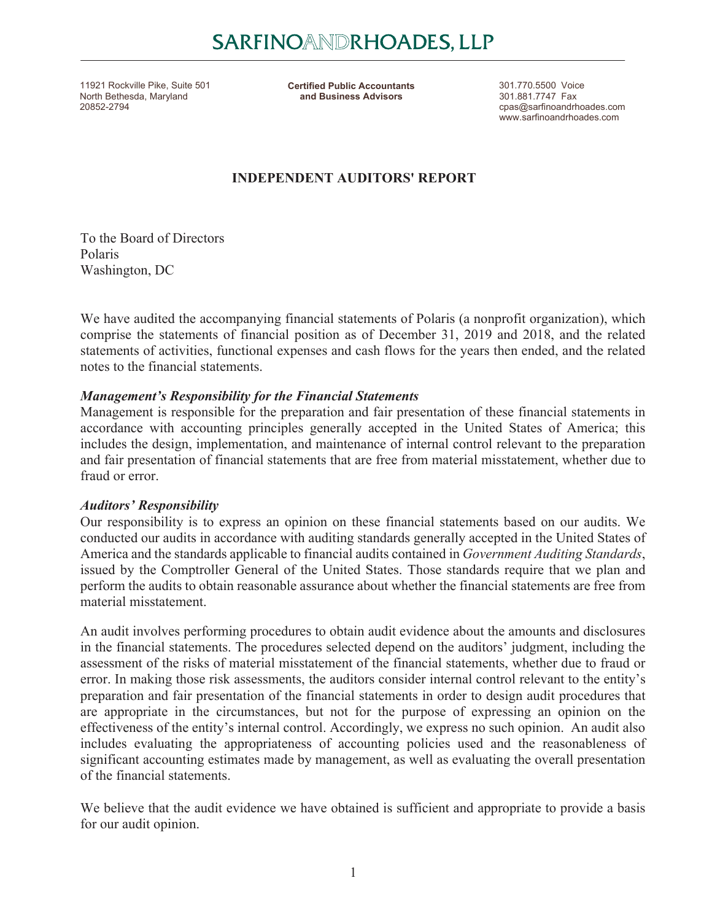# SARFINOANDRHOADES, LLP

11921 Rockville Pike, Suite 501
North Bethesda, Maryland
20852-2794

**Certified Public Accountants**
**and Business Advisors**

301.770.5500 Voice
301.881.7747 Fax
cpas@sarfinoandrhoades.com
www.sarfinoandrhoades.com

## INDEPENDENT AUDITORS' REPORT

To the Board of Directors
Polaris
Washington, DC

We have audited the accompanying financial statements of Polaris (a nonprofit organization), which comprise the statements of financial position as of December 31, 2019 and 2018, and the related statements of activities, functional expenses and cash flows for the years then ended, and the related notes to the financial statements.

***Management's Responsibility for the Financial Statements***
Management is responsible for the preparation and fair presentation of these financial statements in accordance with accounting principles generally accepted in the United States of America; this includes the design, implementation, and maintenance of internal control relevant to the preparation and fair presentation of financial statements that are free from material misstatement, whether due to fraud or error.

***Auditors' Responsibility***
Our responsibility is to express an opinion on these financial statements based on our audits. We conducted our audits in accordance with auditing standards generally accepted in the United States of America and the standards applicable to financial audits contained in *Government Auditing Standards*, issued by the Comptroller General of the United States. Those standards require that we plan and perform the audits to obtain reasonable assurance about whether the financial statements are free from material misstatement.

An audit involves performing procedures to obtain audit evidence about the amounts and disclosures in the financial statements. The procedures selected depend on the auditors' judgment, including the assessment of the risks of material misstatement of the financial statements, whether due to fraud or error. In making those risk assessments, the auditors consider internal control relevant to the entity's preparation and fair presentation of the financial statements in order to design audit procedures that are appropriate in the circumstances, but not for the purpose of expressing an opinion on the effectiveness of the entity's internal control. Accordingly, we express no such opinion. An audit also includes evaluating the appropriateness of accounting policies used and the reasonableness of significant accounting estimates made by management, as well as evaluating the overall presentation of the financial statements.

We believe that the audit evidence we have obtained is sufficient and appropriate to provide a basis for our audit opinion.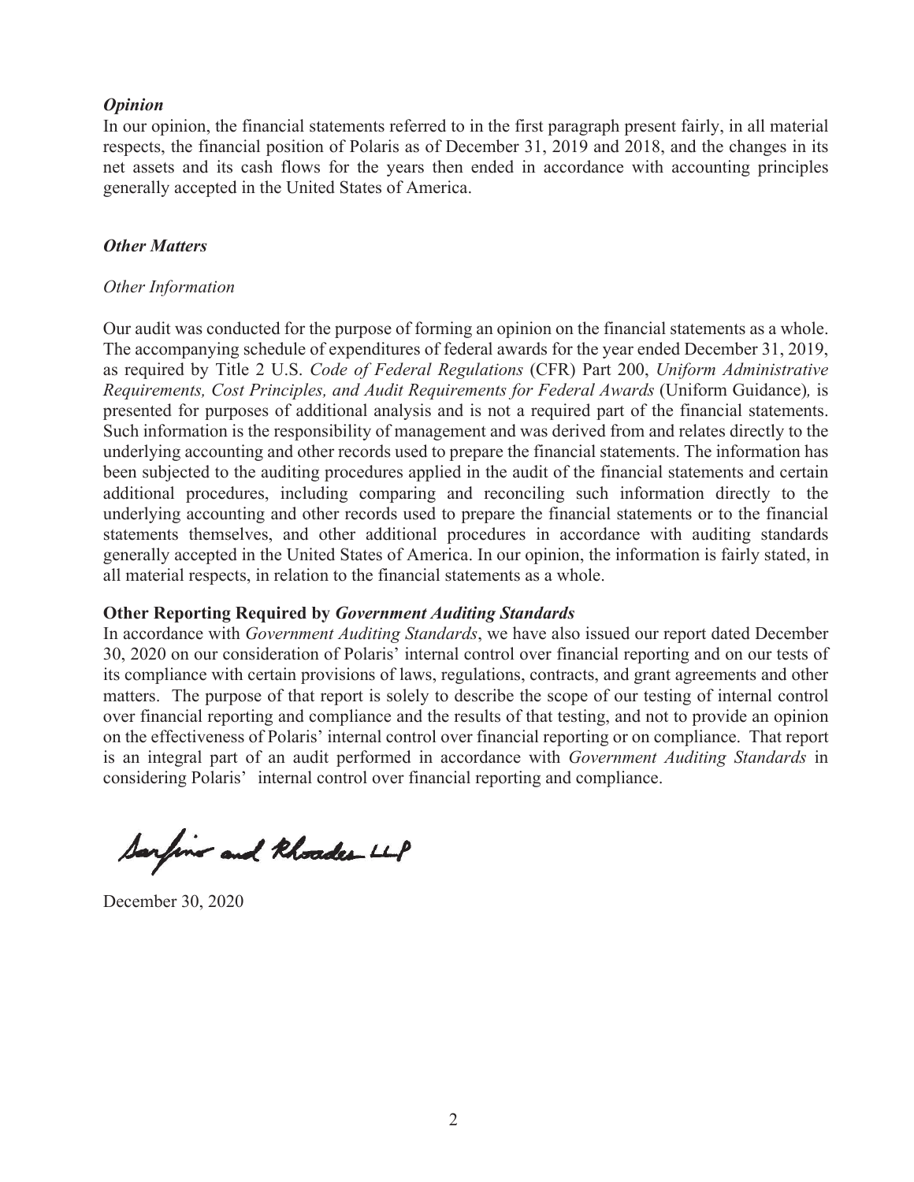***Opinion***

In our opinion, the financial statements referred to in the first paragraph present fairly, in all material respects, the financial position of Polaris as of December 31, 2019 and 2018, and the changes in its net assets and its cash flows for the years then ended in accordance with accounting principles generally accepted in the United States of America.

***Other Matters***

*Other Information*

Our audit was conducted for the purpose of forming an opinion on the financial statements as a whole. The accompanying schedule of expenditures of federal awards for the year ended December 31, 2019, as required by Title 2 U.S. *Code of Federal Regulations* (CFR) Part 200, *Uniform Administrative Requirements, Cost Principles, and Audit Requirements for Federal Awards* (Uniform Guidance)*,* is presented for purposes of additional analysis and is not a required part of the financial statements. Such information is the responsibility of management and was derived from and relates directly to the underlying accounting and other records used to prepare the financial statements. The information has been subjected to the auditing procedures applied in the audit of the financial statements and certain additional procedures, including comparing and reconciling such information directly to the underlying accounting and other records used to prepare the financial statements or to the financial statements themselves, and other additional procedures in accordance with auditing standards generally accepted in the United States of America. In our opinion, the information is fairly stated, in all material respects, in relation to the financial statements as a whole.

**Other Reporting Required by *Government Auditing Standards***

In accordance with *Government Auditing Standards*, we have also issued our report dated December 30, 2020 on our consideration of Polaris' internal control over financial reporting and on our tests of its compliance with certain provisions of laws, regulations, contracts, and grant agreements and other matters. The purpose of that report is solely to describe the scope of our testing of internal control over financial reporting and compliance and the results of that testing, and not to provide an opinion on the effectiveness of Polaris' internal control over financial reporting or on compliance. That report is an integral part of an audit performed in accordance with *Government Auditing Standards* in considering Polaris' internal control over financial reporting and compliance.

Sarfino and Rhoades LLP

December 30, 2020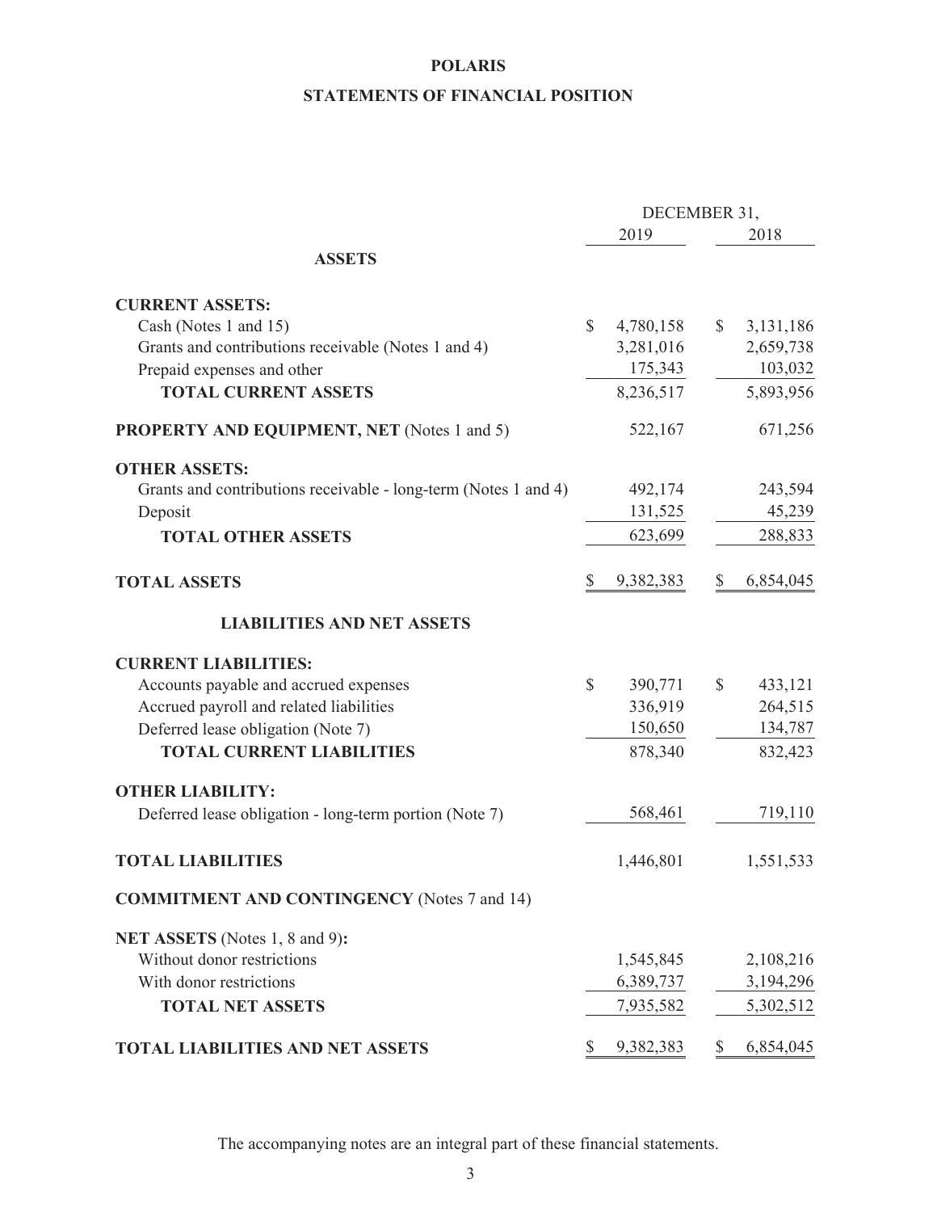# POLARIS

## STATEMENTS OF FINANCIAL POSITION

| | DECEMBER 31, 2019 | DECEMBER 31, 2018 |
|---|---|---|
| **ASSETS** | | |
| **CURRENT ASSETS:** | | |
| Cash (Notes 1 and 15) | $ 4,780,158 | $ 3,131,186 |
| Grants and contributions receivable (Notes 1 and 4) | 3,281,016 | 2,659,738 |
| Prepaid expenses and other | 175,343 | 103,032 |
| **TOTAL CURRENT ASSETS** | 8,236,517 | 5,893,956 |
| **PROPERTY AND EQUIPMENT, NET** (Notes 1 and 5) | 522,167 | 671,256 |
| **OTHER ASSETS:** | | |
| Grants and contributions receivable - long-term (Notes 1 and 4) | 492,174 | 243,594 |
| Deposit | 131,525 | 45,239 |
| **TOTAL OTHER ASSETS** | 623,699 | 288,833 |
| **TOTAL ASSETS** | $ 9,382,383 | $ 6,854,045 |
| **LIABILITIES AND NET ASSETS** | | |
| **CURRENT LIABILITIES:** | | |
| Accounts payable and accrued expenses | $ 390,771 | $ 433,121 |
| Accrued payroll and related liabilities | 336,919 | 264,515 |
| Deferred lease obligation (Note 7) | 150,650 | 134,787 |
| **TOTAL CURRENT LIABILITIES** | 878,340 | 832,423 |
| **OTHER LIABILITY:** | | |
| Deferred lease obligation - long-term portion (Note 7) | 568,461 | 719,110 |
| **TOTAL LIABILITIES** | 1,446,801 | 1,551,533 |
| **COMMITMENT AND CONTINGENCY** (Notes 7 and 14) | | |
| **NET ASSETS** (Notes 1, 8 and 9)**:** | | |
| Without donor restrictions | 1,545,845 | 2,108,216 |
| With donor restrictions | 6,389,737 | 3,194,296 |
| **TOTAL NET ASSETS** | 7,935,582 | 5,302,512 |
| **TOTAL LIABILITIES AND NET ASSETS** | $ 9,382,383 | $ 6,854,045 |

The accompanying notes are an integral part of these financial statements.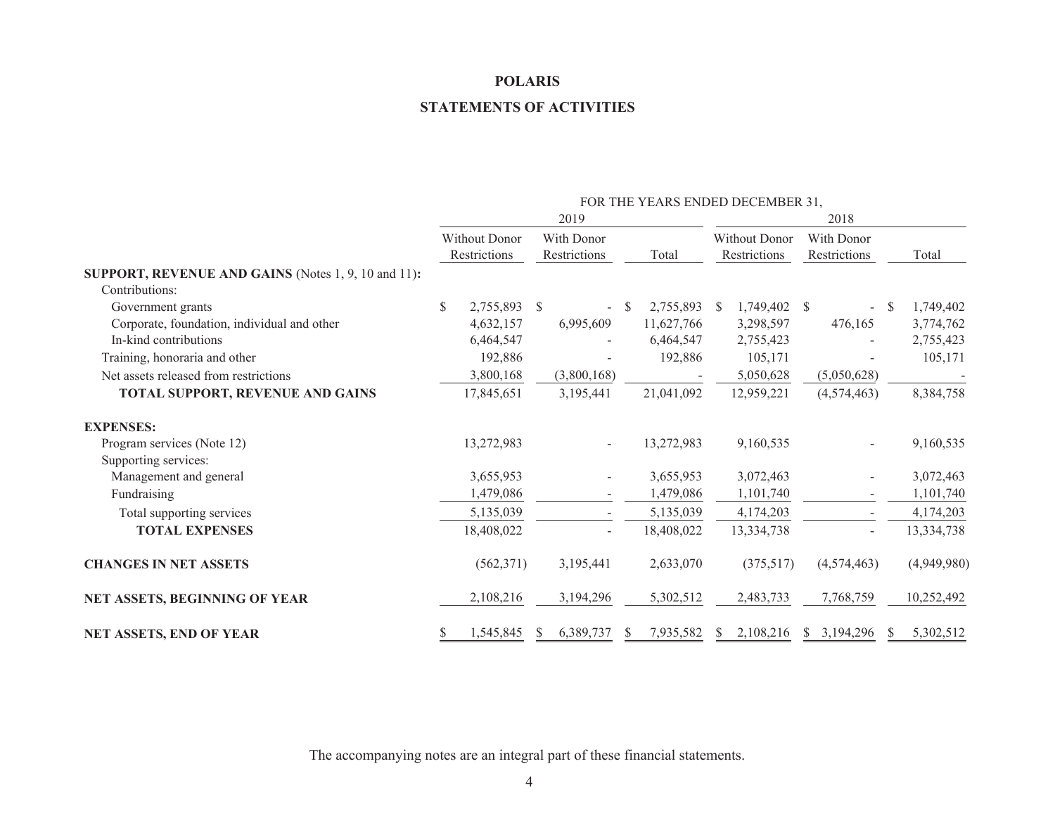# POLARIS

## STATEMENTS OF ACTIVITIES

| | FOR THE YEARS ENDED DECEMBER 31, | | | | | |
|---|---|---|---|---|---|---|
| | 2019 | | | 2018 | | |
| | Without Donor Restrictions | With Donor Restrictions | Total | Without Donor Restrictions | With Donor Restrictions | Total |
| **SUPPORT, REVENUE AND GAINS** (Notes 1, 9, 10 and 11)**:** | | | | | | |
| Contributions: | | | | | | |
| Government grants | $ 2,755,893 | $ - | $ 2,755,893 | $ 1,749,402 | $ - | $ 1,749,402 |
| Corporate, foundation, individual and other | 4,632,157 | 6,995,609 | 11,627,766 | 3,298,597 | 476,165 | 3,774,762 |
| In-kind contributions | 6,464,547 | - | 6,464,547 | 2,755,423 | - | 2,755,423 |
| Training, honoraria and other | 192,886 | - | 192,886 | 105,171 | - | 105,171 |
| Net assets released from restrictions | 3,800,168 | (3,800,168) | - | 5,050,628 | (5,050,628) | - |
| **TOTAL SUPPORT, REVENUE AND GAINS** | 17,845,651 | 3,195,441 | 21,041,092 | 12,959,221 | (4,574,463) | 8,384,758 |
| **EXPENSES:** | | | | | | |
| Program services (Note 12) | 13,272,983 | - | 13,272,983 | 9,160,535 | - | 9,160,535 |
| Supporting services: | | | | | | |
| Management and general | 3,655,953 | - | 3,655,953 | 3,072,463 | - | 3,072,463 |
| Fundraising | 1,479,086 | - | 1,479,086 | 1,101,740 | - | 1,101,740 |
| Total supporting services | 5,135,039 | - | 5,135,039 | 4,174,203 | - | 4,174,203 |
| **TOTAL EXPENSES** | 18,408,022 | - | 18,408,022 | 13,334,738 | - | 13,334,738 |
| **CHANGES IN NET ASSETS** | (562,371) | 3,195,441 | 2,633,070 | (375,517) | (4,574,463) | (4,949,980) |
| **NET ASSETS, BEGINNING OF YEAR** | 2,108,216 | 3,194,296 | 5,302,512 | 2,483,733 | 7,768,759 | 10,252,492 |
| **NET ASSETS, END OF YEAR** | $ 1,545,845 | $ 6,389,737 | $ 7,935,582 | $ 2,108,216 | $ 3,194,296 | $ 5,302,512 |

The accompanying notes are an integral part of these financial statements.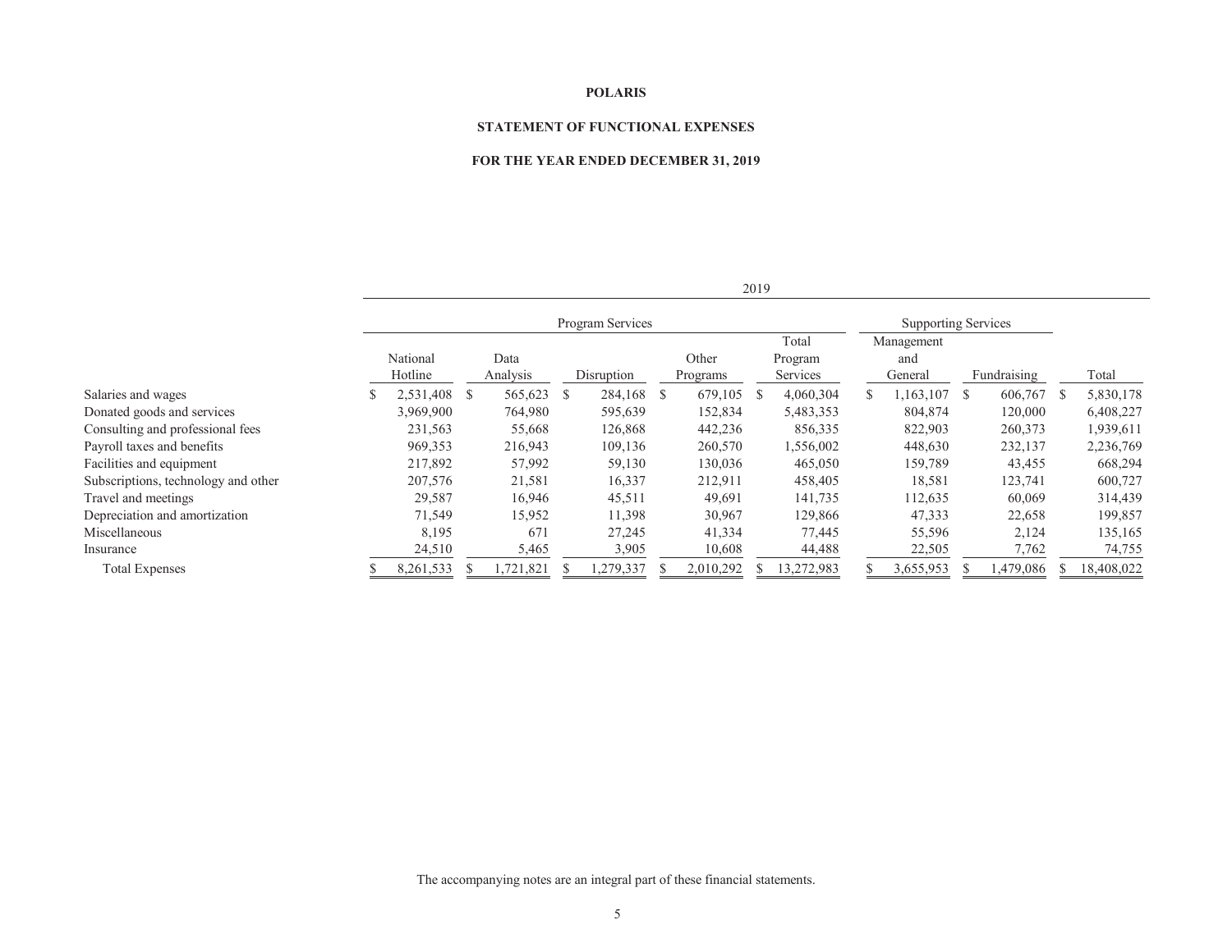**POLARIS**

**STATEMENT OF FUNCTIONAL EXPENSES**

**FOR THE YEAR ENDED DECEMBER 31, 2019**

| | 2019 | | | | | | | |
|---|---|---|---|---|---|---|---|---|
| | Program Services | | | | | Supporting Services | | |
| | National Hotline | Data Analysis | Disruption | Other Programs | Total Program Services | Management and General | Fundraising | Total |
| Salaries and wages | $ 2,531,408 | $ 565,623 | $ 284,168 | $ 679,105 | $ 4,060,304 | $ 1,163,107 | $ 606,767 | $ 5,830,178 |
| Donated goods and services | 3,969,900 | 764,980 | 595,639 | 152,834 | 5,483,353 | 804,874 | 120,000 | 6,408,227 |
| Consulting and professional fees | 231,563 | 55,668 | 126,868 | 442,236 | 856,335 | 822,903 | 260,373 | 1,939,611 |
| Payroll taxes and benefits | 969,353 | 216,943 | 109,136 | 260,570 | 1,556,002 | 448,630 | 232,137 | 2,236,769 |
| Facilities and equipment | 217,892 | 57,992 | 59,130 | 130,036 | 465,050 | 159,789 | 43,455 | 668,294 |
| Subscriptions, technology and other | 207,576 | 21,581 | 16,337 | 212,911 | 458,405 | 18,581 | 123,741 | 600,727 |
| Travel and meetings | 29,587 | 16,946 | 45,511 | 49,691 | 141,735 | 112,635 | 60,069 | 314,439 |
| Depreciation and amortization | 71,549 | 15,952 | 11,398 | 30,967 | 129,866 | 47,333 | 22,658 | 199,857 |
| Miscellaneous | 8,195 | 671 | 27,245 | 41,334 | 77,445 | 55,596 | 2,124 | 135,165 |
| Insurance | 24,510 | 5,465 | 3,905 | 10,608 | 44,488 | 22,505 | 7,762 | 74,755 |
| Total Expenses | $ 8,261,533 | $ 1,721,821 | $ 1,279,337 | $ 2,010,292 | $ 13,272,983 | $ 3,655,953 | $ 1,479,086 | $ 18,408,022 |

The accompanying notes are an integral part of these financial statements.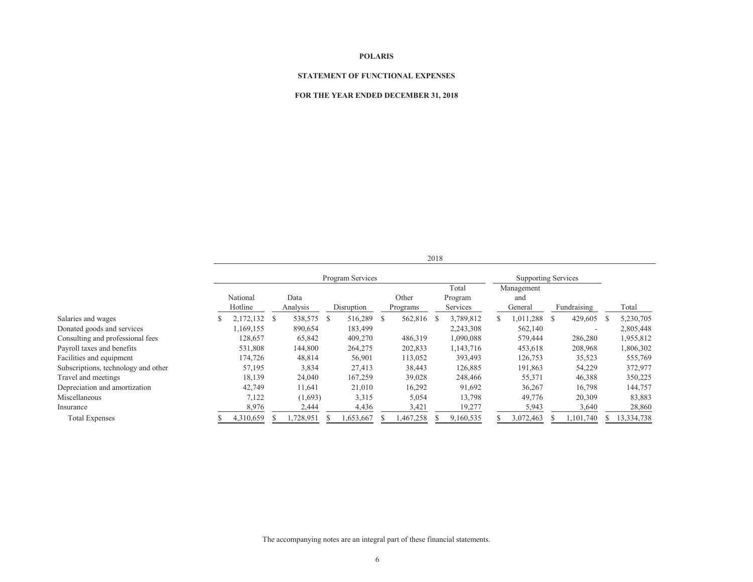**POLARIS**

**STATEMENT OF FUNCTIONAL EXPENSES**

**FOR THE YEAR ENDED DECEMBER 31, 2018**

| | 2018 | | | | | | | |
|---|---|---|---|---|---|---|---|---|
| | Program Services | | | | | Supporting Services | | |
| | National Hotline | Data Analysis | Disruption | Other Programs | Total Program Services | Management and General | Fundraising | Total |
| Salaries and wages | $ 2,172,132 | $ 538,575 | $ 516,289 | $ 562,816 | $ 3,789,812 | $ 1,011,288 | $ 429,605 | $ 5,230,705 |
| Donated goods and services | 1,169,155 | 890,654 | 183,499 | | 2,243,308 | 562,140 | - | 2,805,448 |
| Consulting and professional fees | 128,657 | 65,842 | 409,270 | 486,319 | 1,090,088 | 579,444 | 286,280 | 1,955,812 |
| Payroll taxes and benefits | 531,808 | 144,800 | 264,275 | 202,833 | 1,143,716 | 453,618 | 208,968 | 1,806,302 |
| Facilities and equipment | 174,726 | 48,814 | 56,901 | 113,052 | 393,493 | 126,753 | 35,523 | 555,769 |
| Subscriptions, technology and other | 57,195 | 3,834 | 27,413 | 38,443 | 126,885 | 191,863 | 54,229 | 372,977 |
| Travel and meetings | 18,139 | 24,040 | 167,259 | 39,028 | 248,466 | 55,371 | 46,388 | 350,225 |
| Depreciation and amortization | 42,749 | 11,641 | 21,010 | 16,292 | 91,692 | 36,267 | 16,798 | 144,757 |
| Miscellaneous | 7,122 | (1,693) | 3,315 | 5,054 | 13,798 | 49,776 | 20,309 | 83,883 |
| Insurance | 8,976 | 2,444 | 4,436 | 3,421 | 19,277 | 5,943 | 3,640 | 28,860 |
| Total Expenses | $ 4,310,659 | $ 1,728,951 | $ 1,653,667 | $ 1,467,258 | $ 9,160,535 | $ 3,072,463 | $ 1,101,740 | $ 13,334,738 |

The accompanying notes are an integral part of these financial statements.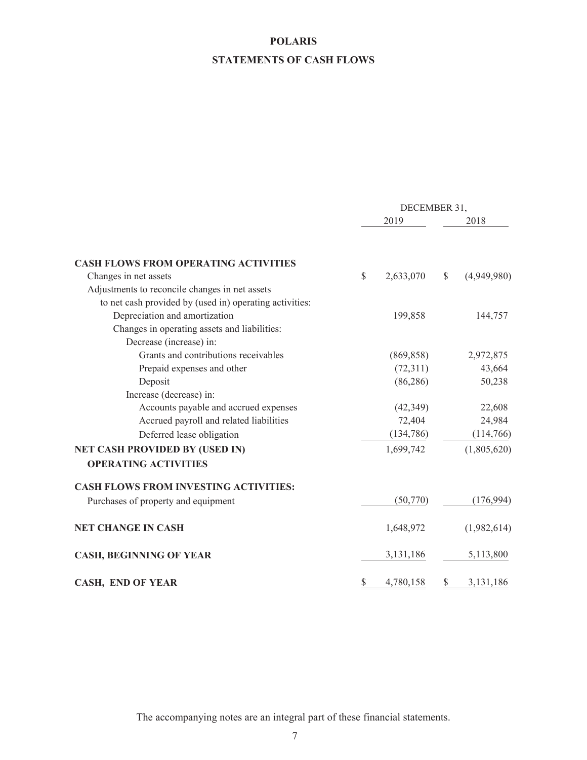# POLARIS

## STATEMENTS OF CASH FLOWS

| | DECEMBER 31, | |
|---|---|---|
| | 2019 | 2018 |
| **CASH FLOWS FROM OPERATING ACTIVITIES** | | |
| Changes in net assets | $ 2,633,070 | $ (4,949,980) |
| Adjustments to reconcile changes in net assets to net cash provided by (used in) operating activities: | | |
| Depreciation and amortization | 199,858 | 144,757 |
| Changes in operating assets and liabilities: | | |
| Decrease (increase) in: | | |
| Grants and contributions receivables | (869,858) | 2,972,875 |
| Prepaid expenses and other | (72,311) | 43,664 |
| Deposit | (86,286) | 50,238 |
| Increase (decrease) in: | | |
| Accounts payable and accrued expenses | (42,349) | 22,608 |
| Accrued payroll and related liabilities | 72,404 | 24,984 |
| Deferred lease obligation | (134,786) | (114,766) |
| **NET CASH PROVIDED BY (USED IN) OPERATING ACTIVITIES** | 1,699,742 | (1,805,620) |
| **CASH FLOWS FROM INVESTING ACTIVITIES:** | | |
| Purchases of property and equipment | (50,770) | (176,994) |
| **NET CHANGE IN CASH** | 1,648,972 | (1,982,614) |
| **CASH, BEGINNING OF YEAR** | 3,131,186 | 5,113,800 |
| **CASH, END OF YEAR** | $ 4,780,158 | $ 3,131,186 |

The accompanying notes are an integral part of these financial statements.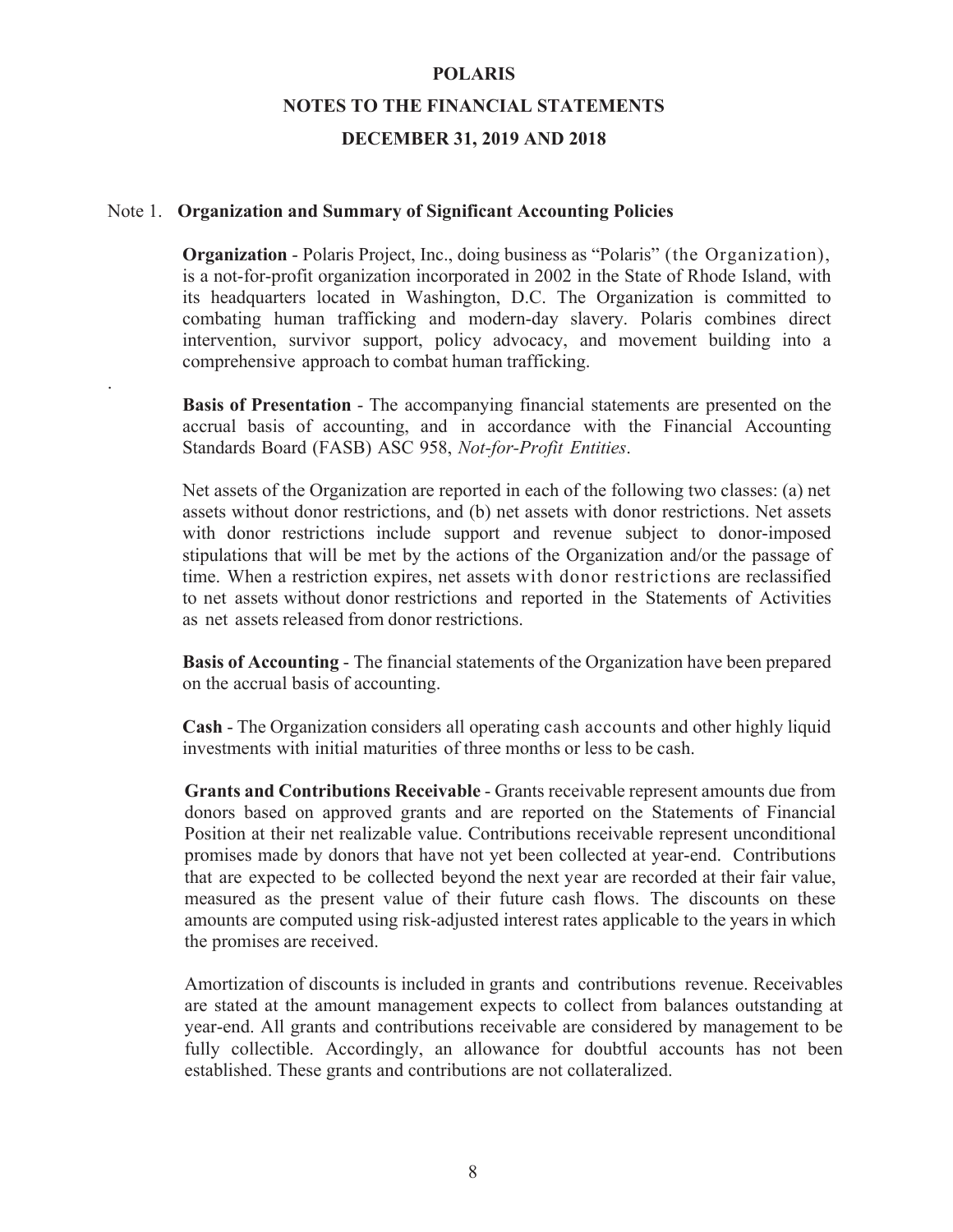# POLARIS

## NOTES TO THE FINANCIAL STATEMENTS

## DECEMBER 31, 2019 AND 2018

### Note 1. Organization and Summary of Significant Accounting Policies

**Organization** - Polaris Project, Inc., doing business as "Polaris" (the Organization), is a not-for-profit organization incorporated in 2002 in the State of Rhode Island, with its headquarters located in Washington, D.C. The Organization is committed to combating human trafficking and modern-day slavery. Polaris combines direct intervention, survivor support, policy advocacy, and movement building into a comprehensive approach to combat human trafficking.

**Basis of Presentation** - The accompanying financial statements are presented on the accrual basis of accounting, and in accordance with the Financial Accounting Standards Board (FASB) ASC 958, *Not-for-Profit Entities*.

Net assets of the Organization are reported in each of the following two classes: (a) net assets without donor restrictions, and (b) net assets with donor restrictions. Net assets with donor restrictions include support and revenue subject to donor-imposed stipulations that will be met by the actions of the Organization and/or the passage of time. When a restriction expires, net assets with donor restrictions are reclassified to net assets without donor restrictions and reported in the Statements of Activities as net assets released from donor restrictions.

**Basis of Accounting** - The financial statements of the Organization have been prepared on the accrual basis of accounting.

**Cash** - The Organization considers all operating cash accounts and other highly liquid investments with initial maturities of three months or less to be cash.

**Grants and Contributions Receivable** - Grants receivable represent amounts due from donors based on approved grants and are reported on the Statements of Financial Position at their net realizable value. Contributions receivable represent unconditional promises made by donors that have not yet been collected at year-end. Contributions that are expected to be collected beyond the next year are recorded at their fair value, measured as the present value of their future cash flows. The discounts on these amounts are computed using risk-adjusted interest rates applicable to the years in which the promises are received.

Amortization of discounts is included in grants and contributions revenue. Receivables are stated at the amount management expects to collect from balances outstanding at year-end. All grants and contributions receivable are considered by management to be fully collectible. Accordingly, an allowance for doubtful accounts has not been established. These grants and contributions are not collateralized.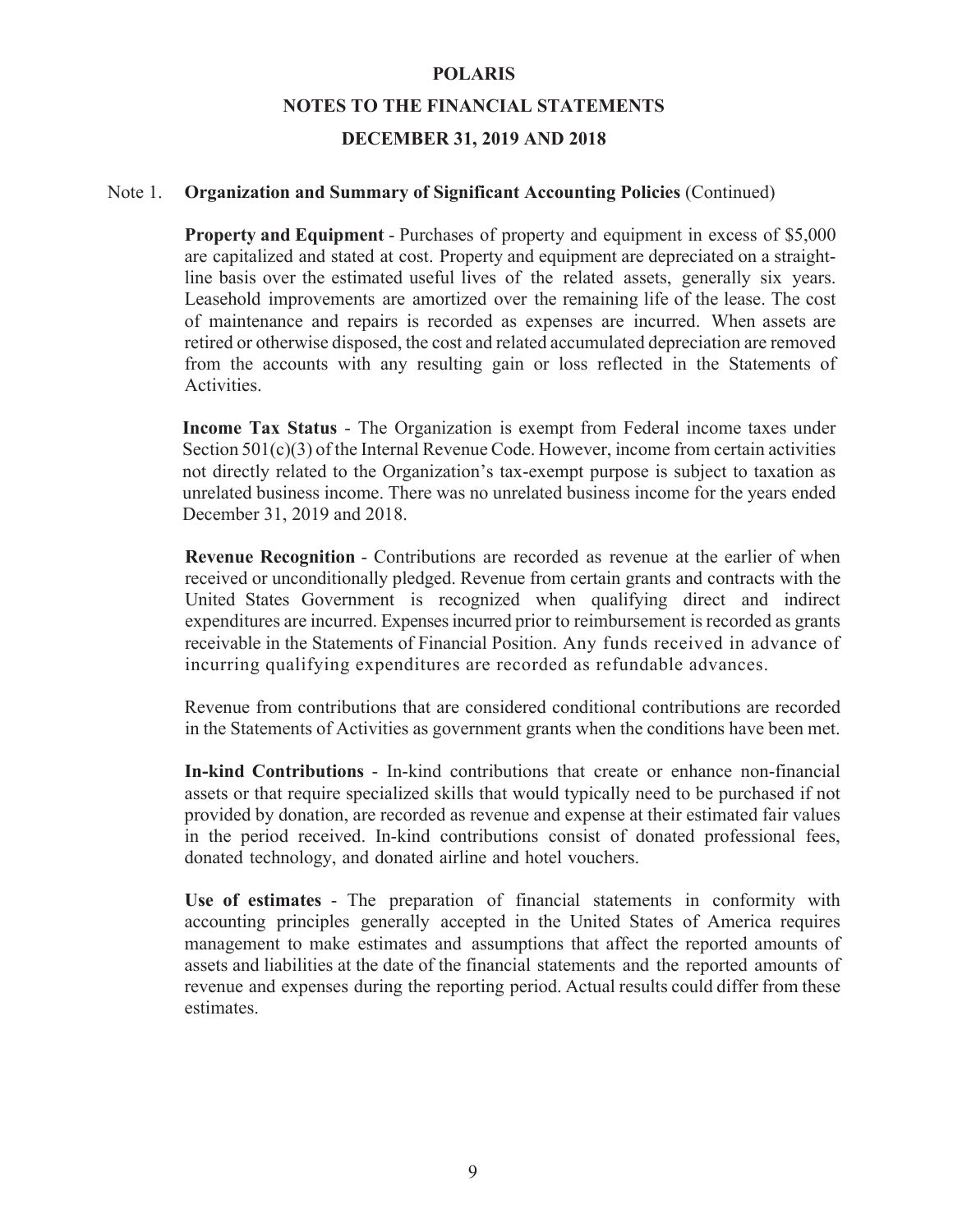# POLARIS

## NOTES TO THE FINANCIAL STATEMENTS

## DECEMBER 31, 2019 AND 2018

Note 1. **Organization and Summary of Significant Accounting Policies** (Continued)

**Property and Equipment** - Purchases of property and equipment in excess of $5,000 are capitalized and stated at cost. Property and equipment are depreciated on a straight-line basis over the estimated useful lives of the related assets, generally six years. Leasehold improvements are amortized over the remaining life of the lease. The cost of maintenance and repairs is recorded as expenses are incurred. When assets are retired or otherwise disposed, the cost and related accumulated depreciation are removed from the accounts with any resulting gain or loss reflected in the Statements of Activities.

**Income Tax Status** - The Organization is exempt from Federal income taxes under Section 501(c)(3) of the Internal Revenue Code. However, income from certain activities not directly related to the Organization's tax-exempt purpose is subject to taxation as unrelated business income. There was no unrelated business income for the years ended December 31, 2019 and 2018.

**Revenue Recognition** - Contributions are recorded as revenue at the earlier of when received or unconditionally pledged. Revenue from certain grants and contracts with the United States Government is recognized when qualifying direct and indirect expenditures are incurred. Expenses incurred prior to reimbursement is recorded as grants receivable in the Statements of Financial Position. Any funds received in advance of incurring qualifying expenditures are recorded as refundable advances.

Revenue from contributions that are considered conditional contributions are recorded in the Statements of Activities as government grants when the conditions have been met.

**In-kind Contributions** - In-kind contributions that create or enhance non-financial assets or that require specialized skills that would typically need to be purchased if not provided by donation, are recorded as revenue and expense at their estimated fair values in the period received. In-kind contributions consist of donated professional fees, donated technology, and donated airline and hotel vouchers.

**Use of estimates** - The preparation of financial statements in conformity with accounting principles generally accepted in the United States of America requires management to make estimates and assumptions that affect the reported amounts of assets and liabilities at the date of the financial statements and the reported amounts of revenue and expenses during the reporting period. Actual results could differ from these estimates.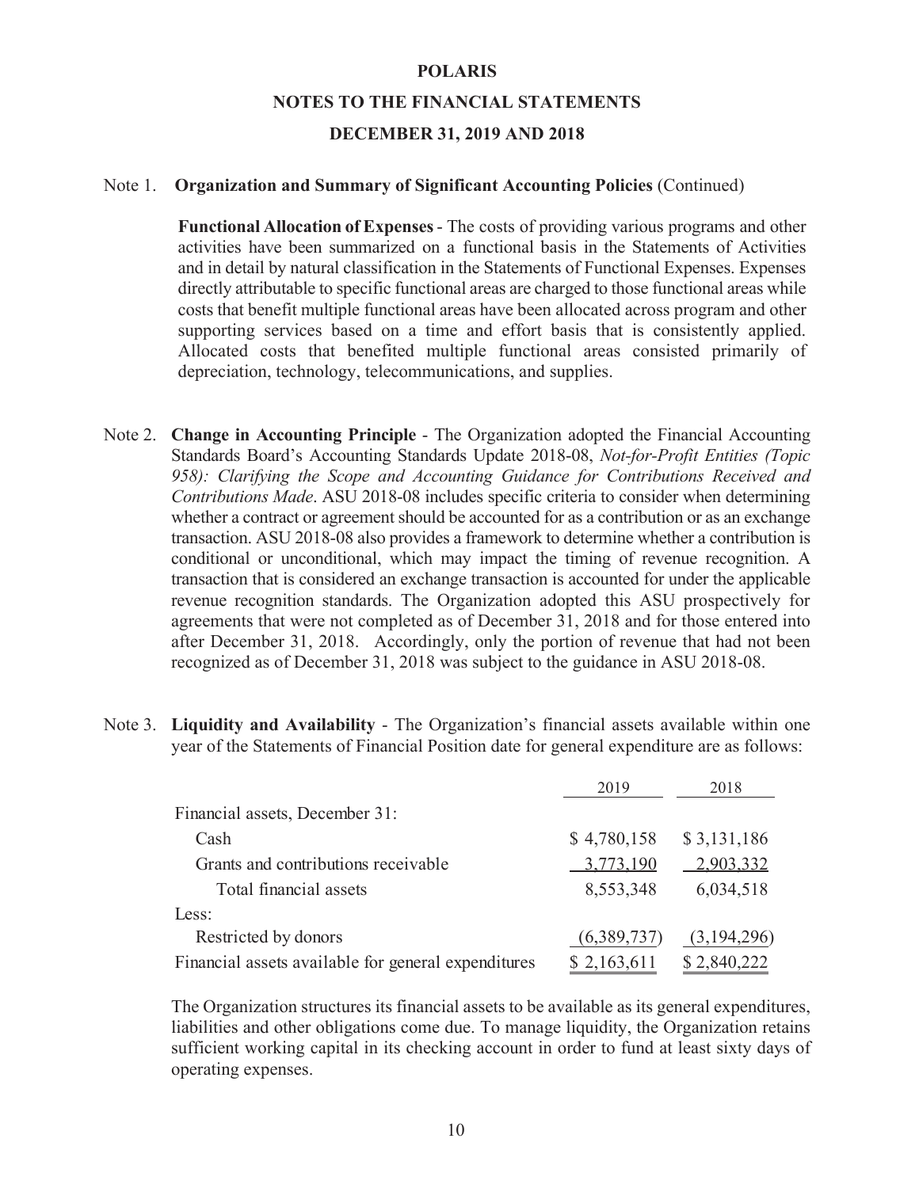# POLARIS

## NOTES TO THE FINANCIAL STATEMENTS

## DECEMBER 31, 2019 AND 2018

Note 1. **Organization and Summary of Significant Accounting Policies** (Continued)

**Functional Allocation of Expenses** - The costs of providing various programs and other activities have been summarized on a functional basis in the Statements of Activities and in detail by natural classification in the Statements of Functional Expenses. Expenses directly attributable to specific functional areas are charged to those functional areas while costs that benefit multiple functional areas have been allocated across program and other supporting services based on a time and effort basis that is consistently applied. Allocated costs that benefited multiple functional areas consisted primarily of depreciation, technology, telecommunications, and supplies.

Note 2. **Change in Accounting Principle** - The Organization adopted the Financial Accounting Standards Board's Accounting Standards Update 2018-08, *Not-for-Profit Entities (Topic 958): Clarifying the Scope and Accounting Guidance for Contributions Received and Contributions Made*. ASU 2018-08 includes specific criteria to consider when determining whether a contract or agreement should be accounted for as a contribution or as an exchange transaction. ASU 2018-08 also provides a framework to determine whether a contribution is conditional or unconditional, which may impact the timing of revenue recognition. A transaction that is considered an exchange transaction is accounted for under the applicable revenue recognition standards. The Organization adopted this ASU prospectively for agreements that were not completed as of December 31, 2018 and for those entered into after December 31, 2018. Accordingly, only the portion of revenue that had not been recognized as of December 31, 2018 was subject to the guidance in ASU 2018-08.

Note 3. **Liquidity and Availability** - The Organization's financial assets available within one year of the Statements of Financial Position date for general expenditure are as follows:

| | 2019 | 2018 |
|---|---|---|
| Financial assets, December 31: | | |
| Cash | $ 4,780,158 | $ 3,131,186 |
| Grants and contributions receivable | 3,773,190 | 2,903,332 |
| Total financial assets | 8,553,348 | 6,034,518 |
| Less: | | |
| Restricted by donors | (6,389,737) | (3,194,296) |
| Financial assets available for general expenditures | $ 2,163,611 | $ 2,840,222 |

The Organization structures its financial assets to be available as its general expenditures, liabilities and other obligations come due. To manage liquidity, the Organization retains sufficient working capital in its checking account in order to fund at least sixty days of operating expenses.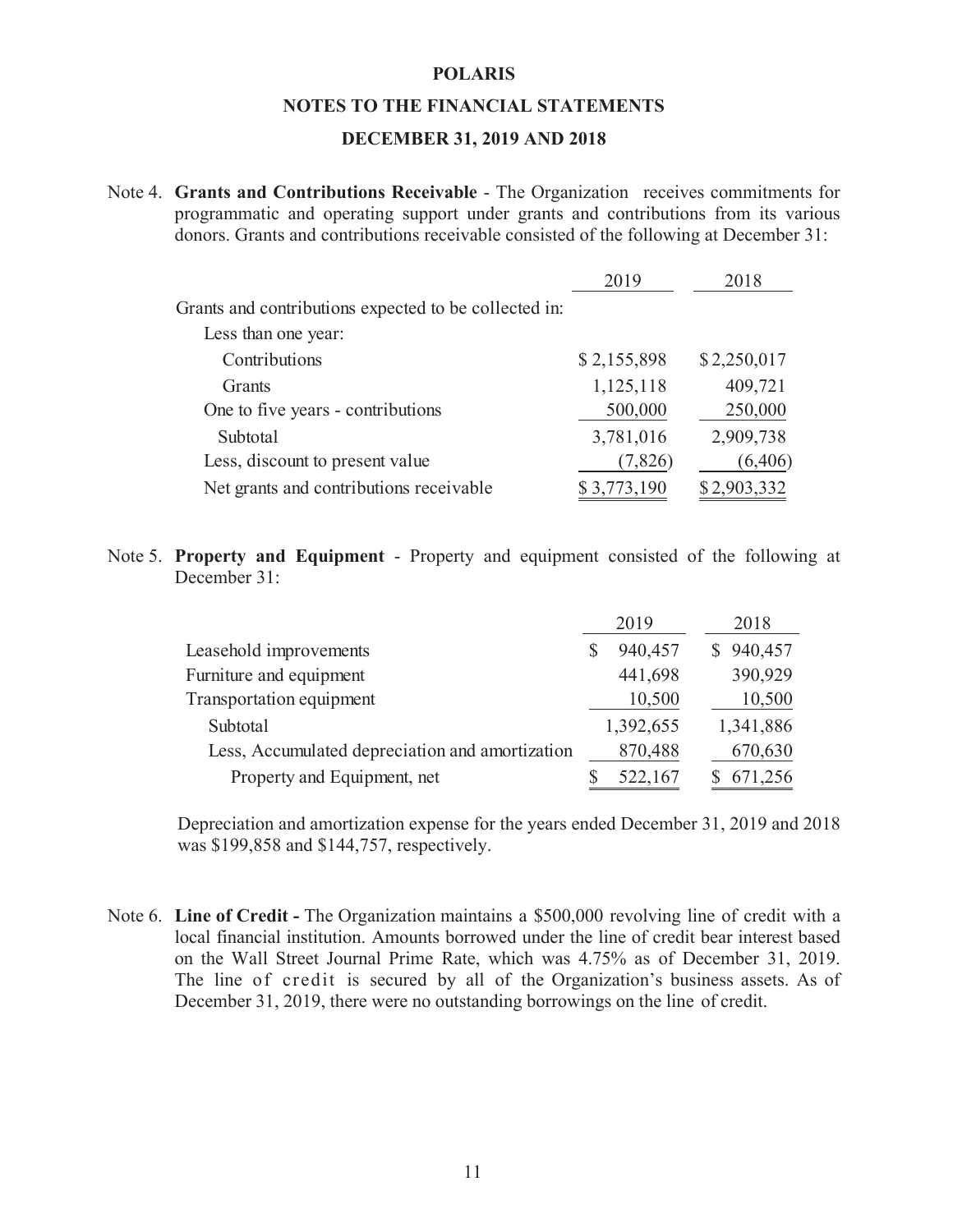# POLARIS

## NOTES TO THE FINANCIAL STATEMENTS

## DECEMBER 31, 2019 AND 2018

Note 4. **Grants and Contributions Receivable** - The Organization receives commitments for programmatic and operating support under grants and contributions from its various donors. Grants and contributions receivable consisted of the following at December 31:

| | 2019 | 2018 |
|---|---|---|
| Grants and contributions expected to be collected in: | | |
| Less than one year: | | |
| Contributions | $ 2,155,898 | $ 2,250,017 |
| Grants | 1,125,118 | 409,721 |
| One to five years - contributions | 500,000 | 250,000 |
| Subtotal | 3,781,016 | 2,909,738 |
| Less, discount to present value | (7,826) | (6,406) |
| Net grants and contributions receivable | $ 3,773,190 | $ 2,903,332 |

Note 5. **Property and Equipment** - Property and equipment consisted of the following at December 31:

| | 2019 | 2018 |
|---|---|---|
| Leasehold improvements | $ 940,457 | $ 940,457 |
| Furniture and equipment | 441,698 | 390,929 |
| Transportation equipment | 10,500 | 10,500 |
| Subtotal | 1,392,655 | 1,341,886 |
| Less, Accumulated depreciation and amortization | 870,488 | 670,630 |
| Property and Equipment, net | $ 522,167 | $ 671,256 |

Depreciation and amortization expense for the years ended December 31, 2019 and 2018 was $199,858 and $144,757, respectively.

Note 6. **Line of Credit -** The Organization maintains a $500,000 revolving line of credit with a local financial institution. Amounts borrowed under the line of credit bear interest based on the Wall Street Journal Prime Rate, which was 4.75% as of December 31, 2019. The line of credit is secured by all of the Organization's business assets. As of December 31, 2019, there were no outstanding borrowings on the line of credit.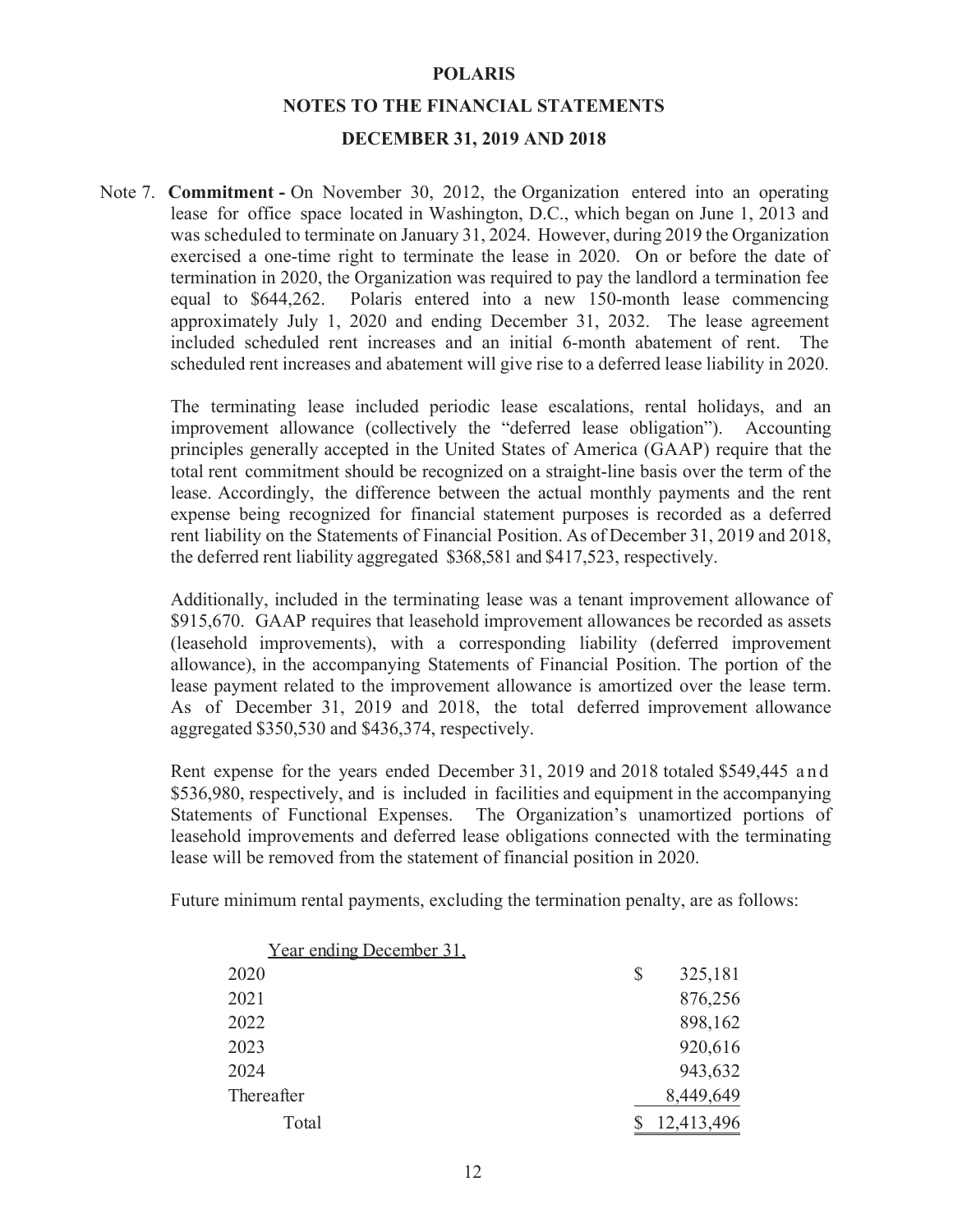# POLARIS

## NOTES TO THE FINANCIAL STATEMENTS

## DECEMBER 31, 2019 AND 2018

Note 7. **Commitment -** On November 30, 2012, the Organization entered into an operating lease for office space located in Washington, D.C., which began on June 1, 2013 and was scheduled to terminate on January 31, 2024. However, during 2019 the Organization exercised a one-time right to terminate the lease in 2020. On or before the date of termination in 2020, the Organization was required to pay the landlord a termination fee equal to $644,262. Polaris entered into a new 150-month lease commencing approximately July 1, 2020 and ending December 31, 2032. The lease agreement included scheduled rent increases and an initial 6-month abatement of rent. The scheduled rent increases and abatement will give rise to a deferred lease liability in 2020.

The terminating lease included periodic lease escalations, rental holidays, and an improvement allowance (collectively the "deferred lease obligation"). Accounting principles generally accepted in the United States of America (GAAP) require that the total rent commitment should be recognized on a straight-line basis over the term of the lease. Accordingly, the difference between the actual monthly payments and the rent expense being recognized for financial statement purposes is recorded as a deferred rent liability on the Statements of Financial Position. As of December 31, 2019 and 2018, the deferred rent liability aggregated $368,581 and $417,523, respectively.

Additionally, included in the terminating lease was a tenant improvement allowance of $915,670. GAAP requires that leasehold improvement allowances be recorded as assets (leasehold improvements), with a corresponding liability (deferred improvement allowance), in the accompanying Statements of Financial Position. The portion of the lease payment related to the improvement allowance is amortized over the lease term. As of December 31, 2019 and 2018, the total deferred improvement allowance aggregated $350,530 and $436,374, respectively.

Rent expense for the years ended December 31, 2019 and 2018 totaled $549,445 and $536,980, respectively, and is included in facilities and equipment in the accompanying Statements of Functional Expenses. The Organization's unamortized portions of leasehold improvements and deferred lease obligations connected with the terminating lease will be removed from the statement of financial position in 2020.

Future minimum rental payments, excluding the termination penalty, are as follows:

| Year ending December 31, | |
|---|---|
| 2020 | $ 325,181 |
| 2021 | 876,256 |
| 2022 | 898,162 |
| 2023 | 920,616 |
| 2024 | 943,632 |
| Thereafter | 8,449,649 |
| Total | $ 12,413,496 |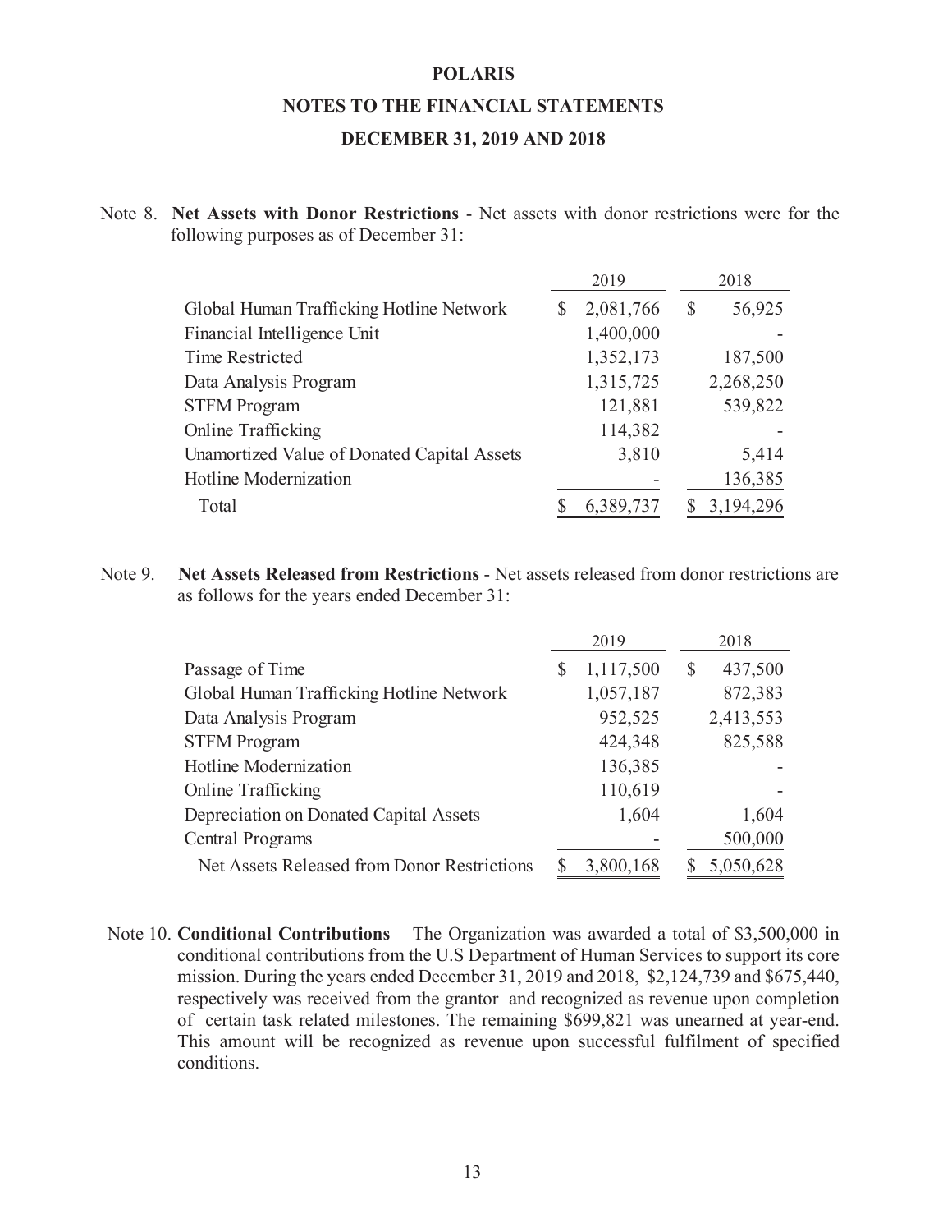# POLARIS

## NOTES TO THE FINANCIAL STATEMENTS

## DECEMBER 31, 2019 AND 2018

Note 8. **Net Assets with Donor Restrictions** - Net assets with donor restrictions were for the following purposes as of December 31:

| | 2019 | 2018 |
|---|---|---|
| Global Human Trafficking Hotline Network | $ 2,081,766 | $ 56,925 |
| Financial Intelligence Unit | 1,400,000 | - |
| Time Restricted | 1,352,173 | 187,500 |
| Data Analysis Program | 1,315,725 | 2,268,250 |
| STFM Program | 121,881 | 539,822 |
| Online Trafficking | 114,382 | - |
| Unamortized Value of Donated Capital Assets | 3,810 | 5,414 |
| Hotline Modernization | - | 136,385 |
| Total | $ 6,389,737 | $ 3,194,296 |

Note 9. **Net Assets Released from Restrictions** - Net assets released from donor restrictions are as follows for the years ended December 31:

| | 2019 | 2018 |
|---|---|---|
| Passage of Time | $ 1,117,500 | $ 437,500 |
| Global Human Trafficking Hotline Network | 1,057,187 | 872,383 |
| Data Analysis Program | 952,525 | 2,413,553 |
| STFM Program | 424,348 | 825,588 |
| Hotline Modernization | 136,385 | - |
| Online Trafficking | 110,619 | - |
| Depreciation on Donated Capital Assets | 1,604 | 1,604 |
| Central Programs | - | 500,000 |
| Net Assets Released from Donor Restrictions | $ 3,800,168 | $ 5,050,628 |

Note 10. **Conditional Contributions** – The Organization was awarded a total of $3,500,000 in conditional contributions from the U.S Department of Human Services to support its core mission. During the years ended December 31, 2019 and 2018, $2,124,739 and $675,440, respectively was received from the grantor and recognized as revenue upon completion of certain task related milestones. The remaining $699,821 was unearned at year-end. This amount will be recognized as revenue upon successful fulfilment of specified conditions.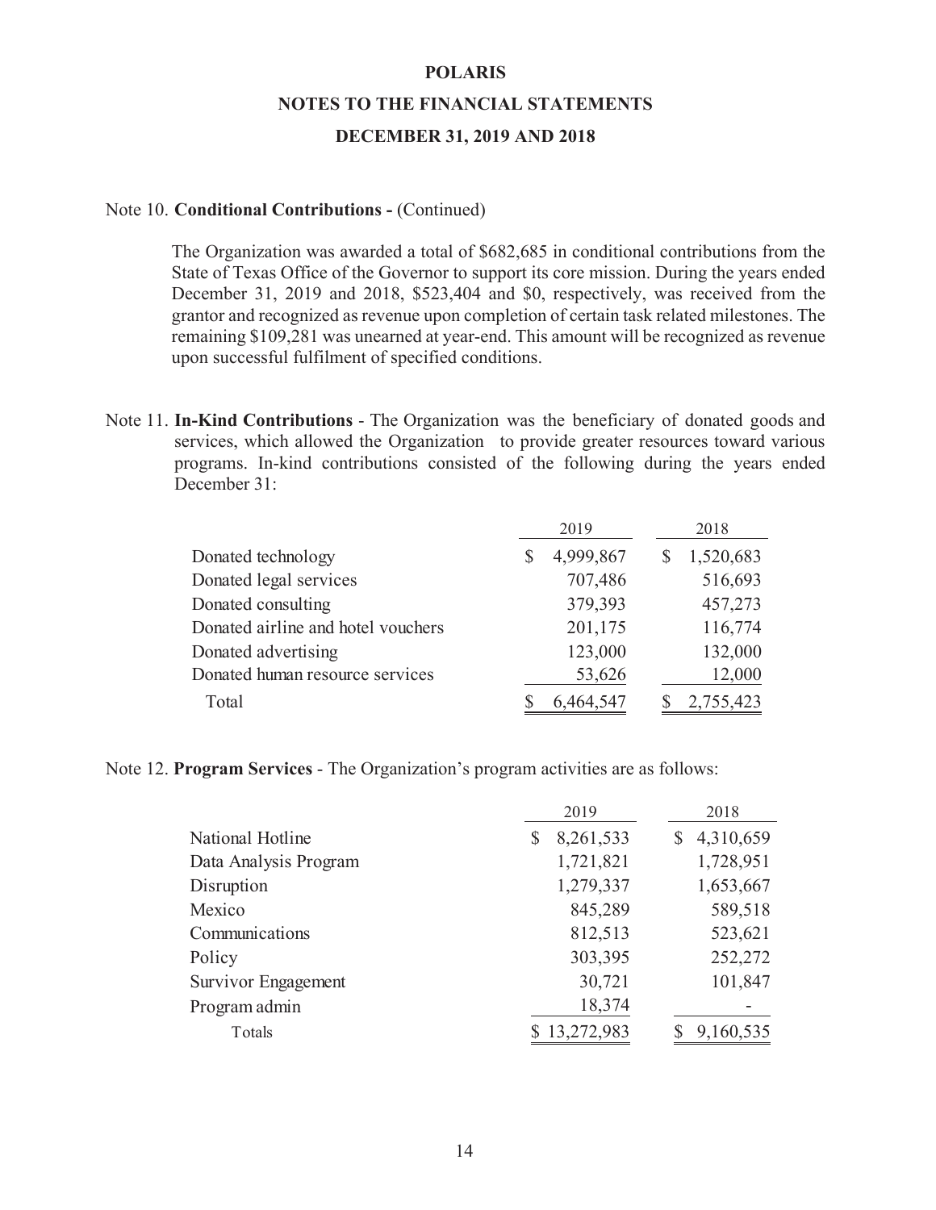# POLARIS

## NOTES TO THE FINANCIAL STATEMENTS

## DECEMBER 31, 2019 AND 2018

Note 10. **Conditional Contributions -** (Continued)

The Organization was awarded a total of $682,685 in conditional contributions from the State of Texas Office of the Governor to support its core mission. During the years ended December 31, 2019 and 2018, $523,404 and $0, respectively, was received from the grantor and recognized as revenue upon completion of certain task related milestones. The remaining $109,281 was unearned at year-end. This amount will be recognized as revenue upon successful fulfilment of specified conditions.

Note 11. **In-Kind Contributions** - The Organization was the beneficiary of donated goods and services, which allowed the Organization to provide greater resources toward various programs. In-kind contributions consisted of the following during the years ended December 31:

| | 2019 | 2018 |
|---|---|---|
| Donated technology | $ 4,999,867 | $ 1,520,683 |
| Donated legal services | 707,486 | 516,693 |
| Donated consulting | 379,393 | 457,273 |
| Donated airline and hotel vouchers | 201,175 | 116,774 |
| Donated advertising | 123,000 | 132,000 |
| Donated human resource services | 53,626 | 12,000 |
| Total | $ 6,464,547 | $ 2,755,423 |

Note 12. **Program Services** - The Organization's program activities are as follows:

| | 2019 | 2018 |
|---|---|---|
| National Hotline | $ 8,261,533 | $ 4,310,659 |
| Data Analysis Program | 1,721,821 | 1,728,951 |
| Disruption | 1,279,337 | 1,653,667 |
| Mexico | 845,289 | 589,518 |
| Communications | 812,513 | 523,621 |
| Policy | 303,395 | 252,272 |
| Survivor Engagement | 30,721 | 101,847 |
| Program admin | 18,374 | - |
| Totals | $ 13,272,983 | $ 9,160,535 |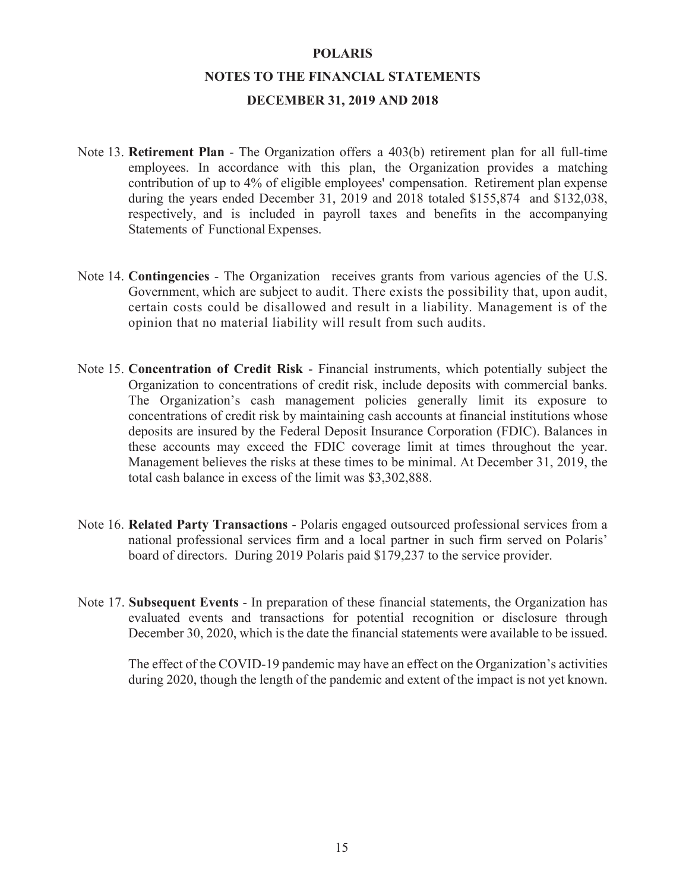# POLARIS

## NOTES TO THE FINANCIAL STATEMENTS

## DECEMBER 31, 2019 AND 2018

Note 13. **Retirement Plan** - The Organization offers a 403(b) retirement plan for all full-time employees. In accordance with this plan, the Organization provides a matching contribution of up to 4% of eligible employees' compensation. Retirement plan expense during the years ended December 31, 2019 and 2018 totaled $155,874 and $132,038, respectively, and is included in payroll taxes and benefits in the accompanying Statements of Functional Expenses.

Note 14. **Contingencies** - The Organization receives grants from various agencies of the U.S. Government, which are subject to audit. There exists the possibility that, upon audit, certain costs could be disallowed and result in a liability. Management is of the opinion that no material liability will result from such audits.

Note 15. **Concentration of Credit Risk** - Financial instruments, which potentially subject the Organization to concentrations of credit risk, include deposits with commercial banks. The Organization's cash management policies generally limit its exposure to concentrations of credit risk by maintaining cash accounts at financial institutions whose deposits are insured by the Federal Deposit Insurance Corporation (FDIC). Balances in these accounts may exceed the FDIC coverage limit at times throughout the year. Management believes the risks at these times to be minimal. At December 31, 2019, the total cash balance in excess of the limit was $3,302,888.

Note 16. **Related Party Transactions** - Polaris engaged outsourced professional services from a national professional services firm and a local partner in such firm served on Polaris' board of directors. During 2019 Polaris paid $179,237 to the service provider.

Note 17. **Subsequent Events** - In preparation of these financial statements, the Organization has evaluated events and transactions for potential recognition or disclosure through December 30, 2020, which is the date the financial statements were available to be issued.

The effect of the COVID-19 pandemic may have an effect on the Organization's activities during 2020, though the length of the pandemic and extent of the impact is not yet known.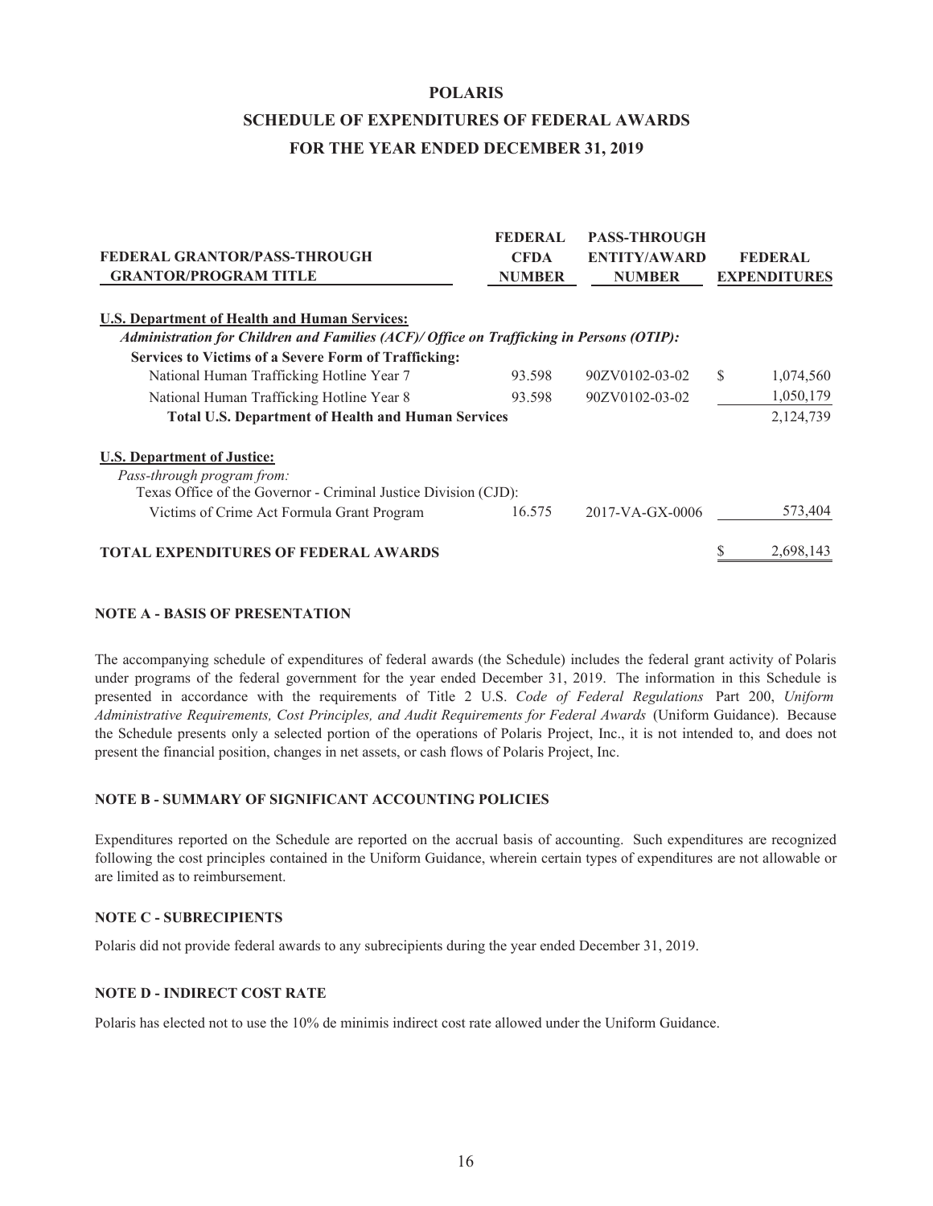# POLARIS

## SCHEDULE OF EXPENDITURES OF FEDERAL AWARDS

## FOR THE YEAR ENDED DECEMBER 31, 2019

| FEDERAL GRANTOR/PASS-THROUGH GRANTOR/PROGRAM TITLE | FEDERAL CFDA NUMBER | PASS-THROUGH ENTITY/AWARD NUMBER | FEDERAL EXPENDITURES |
|---|---|---|---|
| **U.S. Department of Health and Human Services:** | | | |
| ***Administration for Children and Families (ACF)/ Office on Trafficking in Persons (OTIP):*** | | | |
| **Services to Victims of a Severe Form of Trafficking:** | | | |
| National Human Trafficking Hotline Year 7 | 93.598 | 90ZV0102-03-02 | $ 1,074,560 |
| National Human Trafficking Hotline Year 8 | 93.598 | 90ZV0102-03-02 | 1,050,179 |
| **Total U.S. Department of Health and Human Services** | | | 2,124,739 |
| **U.S. Department of Justice:** | | | |
| *Pass-through program from:* | | | |
| Texas Office of the Governor - Criminal Justice Division (CJD): | | | |
| Victims of Crime Act Formula Grant Program | 16.575 | 2017-VA-GX-0006 | 573,404 |
| **TOTAL EXPENDITURES OF FEDERAL AWARDS** | | | $ 2,698,143 |

### NOTE A - BASIS OF PRESENTATION

The accompanying schedule of expenditures of federal awards (the Schedule) includes the federal grant activity of Polaris under programs of the federal government for the year ended December 31, 2019. The information in this Schedule is presented in accordance with the requirements of Title 2 U.S. *Code of Federal Regulations* Part 200, *Uniform Administrative Requirements, Cost Principles, and Audit Requirements for Federal Awards* (Uniform Guidance). Because the Schedule presents only a selected portion of the operations of Polaris Project, Inc., it is not intended to, and does not present the financial position, changes in net assets, or cash flows of Polaris Project, Inc.

### NOTE B - SUMMARY OF SIGNIFICANT ACCOUNTING POLICIES

Expenditures reported on the Schedule are reported on the accrual basis of accounting. Such expenditures are recognized following the cost principles contained in the Uniform Guidance, wherein certain types of expenditures are not allowable or are limited as to reimbursement.

### NOTE C - SUBRECIPIENTS

Polaris did not provide federal awards to any subrecipients during the year ended December 31, 2019.

### NOTE D - INDIRECT COST RATE

Polaris has elected not to use the 10% de minimis indirect cost rate allowed under the Uniform Guidance.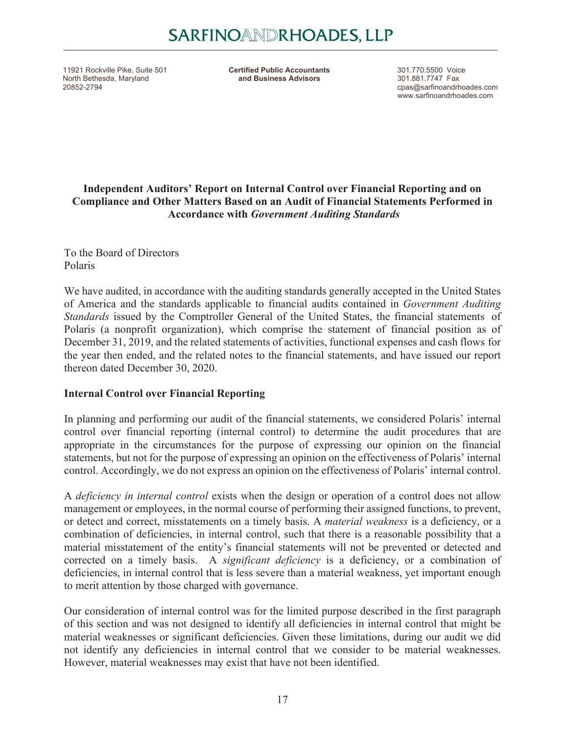# SARFINOANDRHOADES, LLP

11921 Rockville Pike, Suite 501
North Bethesda, Maryland
20852-2794

**Certified Public Accountants and Business Advisors**

301.770.5500 Voice
301.881.7747 Fax
cpas@sarfinoandrhoades.com
www.sarfinoandrhoades.com

## Independent Auditors' Report on Internal Control over Financial Reporting and on Compliance and Other Matters Based on an Audit of Financial Statements Performed in Accordance with *Government Auditing Standards*

To the Board of Directors
Polaris

We have audited, in accordance with the auditing standards generally accepted in the United States of America and the standards applicable to financial audits contained in *Government Auditing Standards* issued by the Comptroller General of the United States, the financial statements of Polaris (a nonprofit organization), which comprise the statement of financial position as of December 31, 2019, and the related statements of activities, functional expenses and cash flows for the year then ended, and the related notes to the financial statements, and have issued our report thereon dated December 30, 2020.

**Internal Control over Financial Reporting**

In planning and performing our audit of the financial statements, we considered Polaris' internal control over financial reporting (internal control) to determine the audit procedures that are appropriate in the circumstances for the purpose of expressing our opinion on the financial statements, but not for the purpose of expressing an opinion on the effectiveness of Polaris' internal control. Accordingly, we do not express an opinion on the effectiveness of Polaris' internal control.

A *deficiency in internal control* exists when the design or operation of a control does not allow management or employees, in the normal course of performing their assigned functions, to prevent, or detect and correct, misstatements on a timely basis. A *material weakness* is a deficiency, or a combination of deficiencies, in internal control, such that there is a reasonable possibility that a material misstatement of the entity's financial statements will not be prevented or detected and corrected on a timely basis. A *significant deficiency* is a deficiency, or a combination of deficiencies, in internal control that is less severe than a material weakness, yet important enough to merit attention by those charged with governance.

Our consideration of internal control was for the limited purpose described in the first paragraph of this section and was not designed to identify all deficiencies in internal control that might be material weaknesses or significant deficiencies. Given these limitations, during our audit we did not identify any deficiencies in internal control that we consider to be material weaknesses. However, material weaknesses may exist that have not been identified.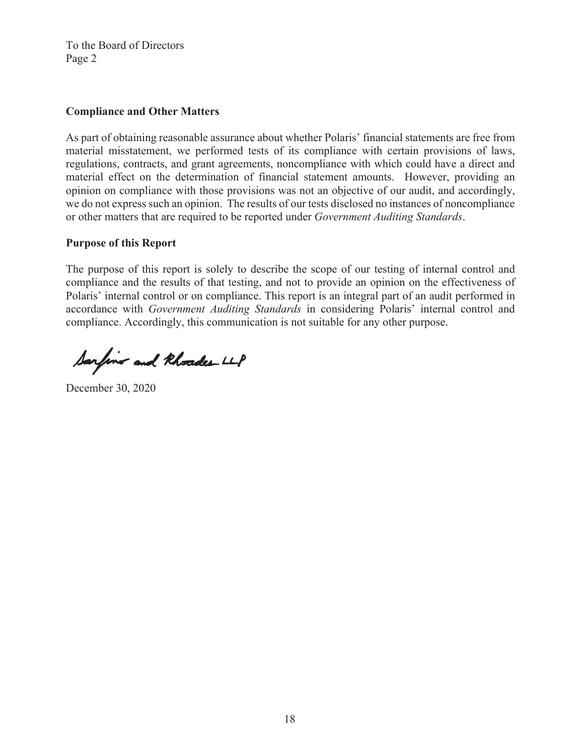To the Board of Directors
Page 2

**Compliance and Other Matters**

As part of obtaining reasonable assurance about whether Polaris' financial statements are free from material misstatement, we performed tests of its compliance with certain provisions of laws, regulations, contracts, and grant agreements, noncompliance with which could have a direct and material effect on the determination of financial statement amounts. However, providing an opinion on compliance with those provisions was not an objective of our audit, and accordingly, we do not express such an opinion. The results of our tests disclosed no instances of noncompliance or other matters that are required to be reported under *Government Auditing Standards*.

**Purpose of this Report**

The purpose of this report is solely to describe the scope of our testing of internal control and compliance and the results of that testing, and not to provide an opinion on the effectiveness of Polaris' internal control or on compliance. This report is an integral part of an audit performed in accordance with *Government Auditing Standards* in considering Polaris' internal control and compliance. Accordingly, this communication is not suitable for any other purpose.

Sarfino and Rhoades LLP

December 30, 2020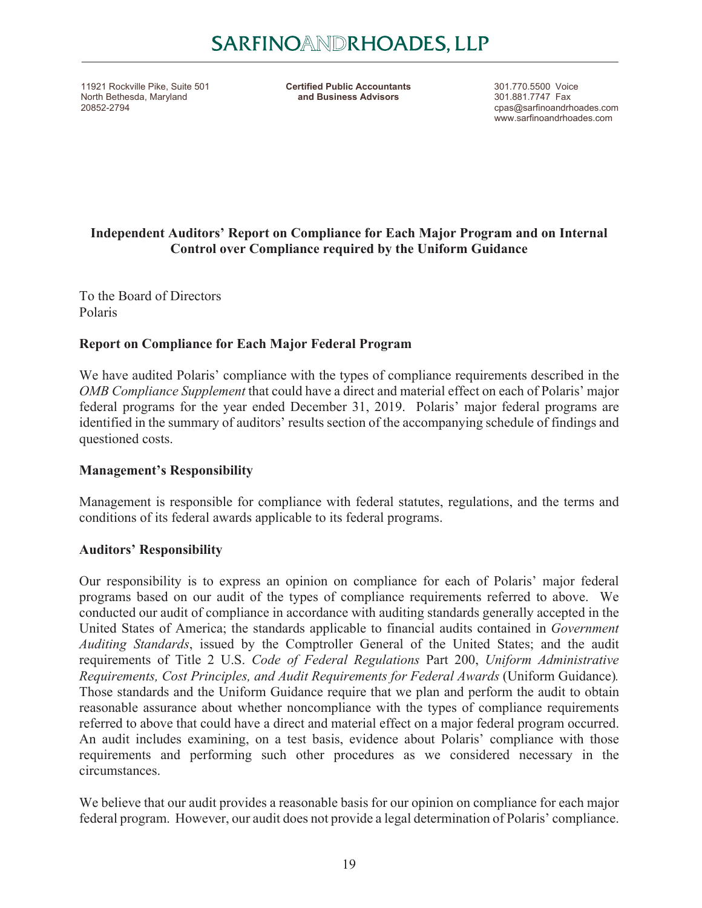# SARFINOANDRHOADES, LLP

11921 Rockville Pike, Suite 501
North Bethesda, Maryland
20852-2794

**Certified Public Accountants and Business Advisors**

301.770.5500 Voice
301.881.7747 Fax
cpas@sarfinoandrhoades.com
www.sarfinoandrhoades.com

## Independent Auditors' Report on Compliance for Each Major Program and on Internal Control over Compliance required by the Uniform Guidance

To the Board of Directors
Polaris

### Report on Compliance for Each Major Federal Program

We have audited Polaris' compliance with the types of compliance requirements described in the *OMB Compliance Supplement* that could have a direct and material effect on each of Polaris' major federal programs for the year ended December 31, 2019. Polaris' major federal programs are identified in the summary of auditors' results section of the accompanying schedule of findings and questioned costs.

### Management's Responsibility

Management is responsible for compliance with federal statutes, regulations, and the terms and conditions of its federal awards applicable to its federal programs.

### Auditors' Responsibility

Our responsibility is to express an opinion on compliance for each of Polaris' major federal programs based on our audit of the types of compliance requirements referred to above. We conducted our audit of compliance in accordance with auditing standards generally accepted in the United States of America; the standards applicable to financial audits contained in *Government Auditing Standards*, issued by the Comptroller General of the United States; and the audit requirements of Title 2 U.S. *Code of Federal Regulations* Part 200, *Uniform Administrative Requirements, Cost Principles, and Audit Requirements for Federal Awards* (Uniform Guidance)*.* Those standards and the Uniform Guidance require that we plan and perform the audit to obtain reasonable assurance about whether noncompliance with the types of compliance requirements referred to above that could have a direct and material effect on a major federal program occurred. An audit includes examining, on a test basis, evidence about Polaris' compliance with those requirements and performing such other procedures as we considered necessary in the circumstances.

We believe that our audit provides a reasonable basis for our opinion on compliance for each major federal program. However, our audit does not provide a legal determination of Polaris' compliance.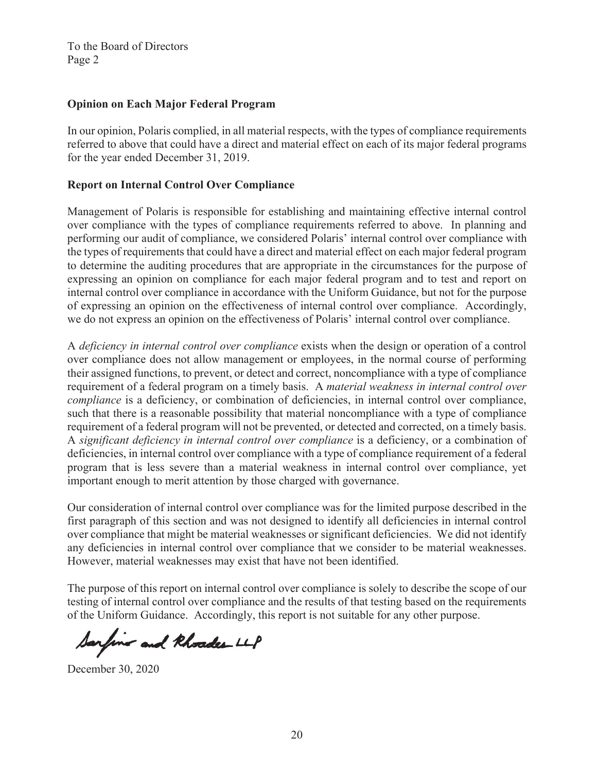To the Board of Directors
Page 2

**Opinion on Each Major Federal Program**

In our opinion, Polaris complied, in all material respects, with the types of compliance requirements referred to above that could have a direct and material effect on each of its major federal programs for the year ended December 31, 2019.

**Report on Internal Control Over Compliance**

Management of Polaris is responsible for establishing and maintaining effective internal control over compliance with the types of compliance requirements referred to above. In planning and performing our audit of compliance, we considered Polaris' internal control over compliance with the types of requirements that could have a direct and material effect on each major federal program to determine the auditing procedures that are appropriate in the circumstances for the purpose of expressing an opinion on compliance for each major federal program and to test and report on internal control over compliance in accordance with the Uniform Guidance, but not for the purpose of expressing an opinion on the effectiveness of internal control over compliance. Accordingly, we do not express an opinion on the effectiveness of Polaris' internal control over compliance.

A *deficiency in internal control over compliance* exists when the design or operation of a control over compliance does not allow management or employees, in the normal course of performing their assigned functions, to prevent, or detect and correct, noncompliance with a type of compliance requirement of a federal program on a timely basis. A *material weakness in internal control over compliance* is a deficiency, or combination of deficiencies, in internal control over compliance, such that there is a reasonable possibility that material noncompliance with a type of compliance requirement of a federal program will not be prevented, or detected and corrected, on a timely basis. A *significant deficiency in internal control over compliance* is a deficiency, or a combination of deficiencies, in internal control over compliance with a type of compliance requirement of a federal program that is less severe than a material weakness in internal control over compliance, yet important enough to merit attention by those charged with governance.

Our consideration of internal control over compliance was for the limited purpose described in the first paragraph of this section and was not designed to identify all deficiencies in internal control over compliance that might be material weaknesses or significant deficiencies. We did not identify any deficiencies in internal control over compliance that we consider to be material weaknesses. However, material weaknesses may exist that have not been identified.

The purpose of this report on internal control over compliance is solely to describe the scope of our testing of internal control over compliance and the results of that testing based on the requirements of the Uniform Guidance. Accordingly, this report is not suitable for any other purpose.

Sarfino and Rhoades LLP

December 30, 2020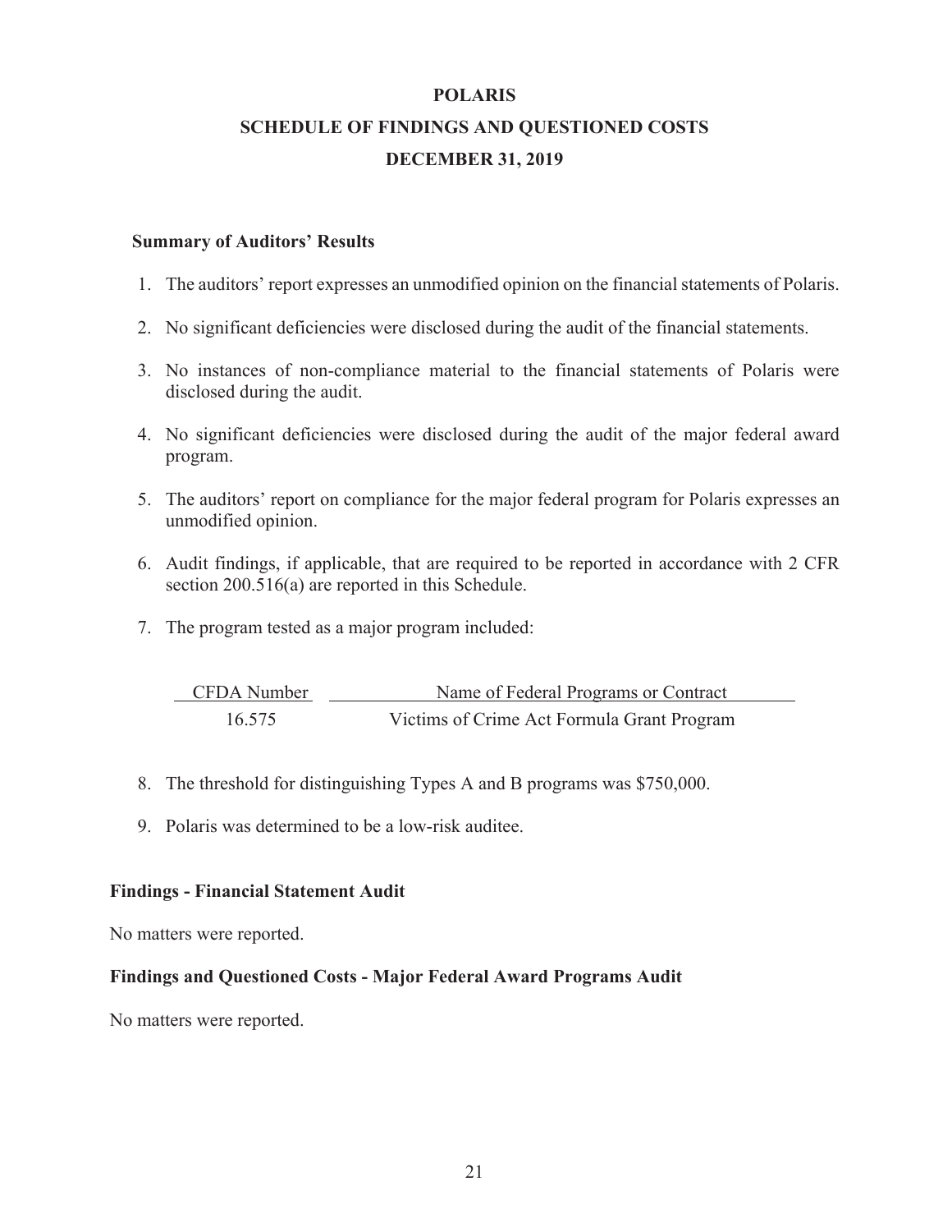# POLARIS

## SCHEDULE OF FINDINGS AND QUESTIONED COSTS

## DECEMBER 31, 2019

### Summary of Auditors' Results

1. The auditors' report expresses an unmodified opinion on the financial statements of Polaris.

2. No significant deficiencies were disclosed during the audit of the financial statements.

3. No instances of non-compliance material to the financial statements of Polaris were disclosed during the audit.

4. No significant deficiencies were disclosed during the audit of the major federal award program.

5. The auditors' report on compliance for the major federal program for Polaris expresses an unmodified opinion.

6. Audit findings, if applicable, that are required to be reported in accordance with 2 CFR section 200.516(a) are reported in this Schedule.

7. The program tested as a major program included:

| CFDA Number | Name of Federal Programs or Contract |
|---|---|
| 16.575 | Victims of Crime Act Formula Grant Program |

8. The threshold for distinguishing Types A and B programs was $750,000.

9. Polaris was determined to be a low-risk auditee.

### Findings - Financial Statement Audit

No matters were reported.

### Findings and Questioned Costs - Major Federal Award Programs Audit

No matters were reported.